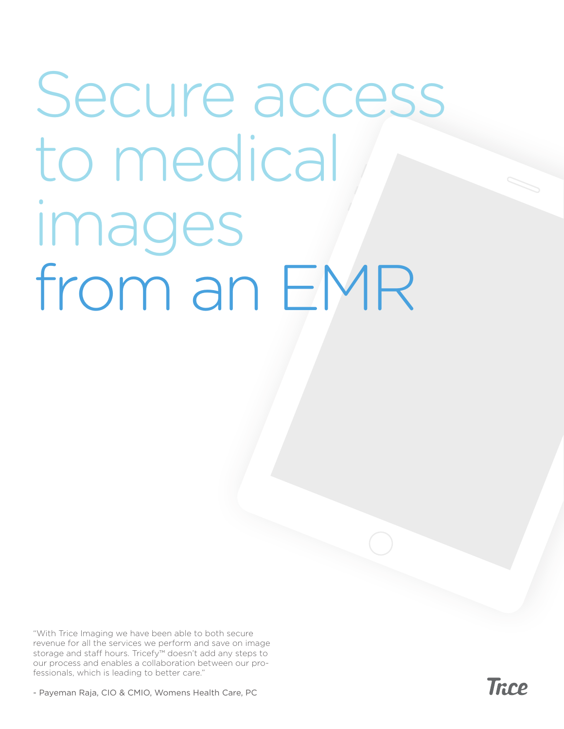# Secure access to medical images from an EMR

"With Trice Imaging we have been able to both secure revenue for all the services we perform and save on image storage and staff hours. Tricefy™ doesn't add any steps to our process and enables a collaboration between our professionals, which is leading to better care."

- Payeman Raja, CIO & CMIO, Womens Health Care, PC

Trice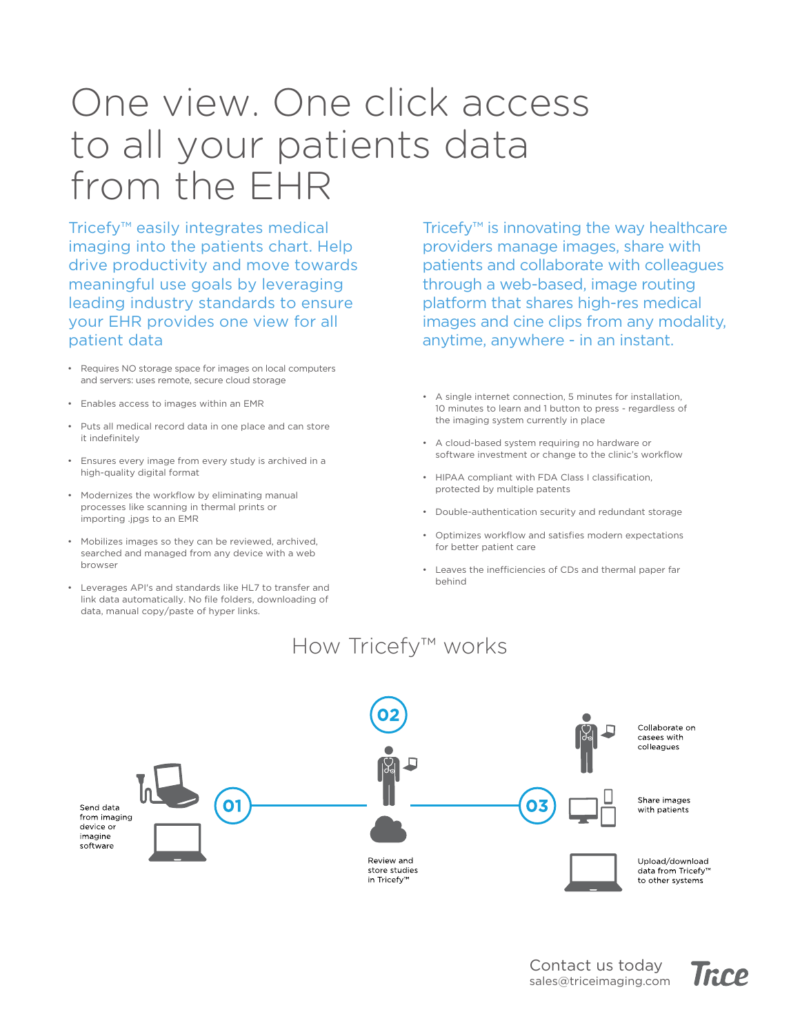# One view. One click access to all your patients data from the EHR

Tricefy™ easily integrates medical imaging into the patients chart. Help drive productivity and move towards meaningful use goals by leveraging leading industry standards to ensure your EHR provides one view for all patient data

- Requires NO storage space for images on local computers and servers: uses remote, secure cloud storage
- Enables access to images within an EMR
- Puts all medical record data in one place and can store it indefinitely
- Ensures every image from every study is archived in a high-quality digital format
- Modernizes the workflow by eliminating manual processes like scanning in thermal prints or importing .jpgs to an EMR
- Mobilizes images so they can be reviewed, archived, searched and managed from any device with a web browser
- Leverages API's and standards like HL7 to transfer and link data automatically. No file folders, downloading of data, manual copy/paste of hyper links.

Tricefy™ is innovating the way healthcare providers manage images, share with patients and collaborate with colleagues through a web-based, image routing platform that shares high-res medical images and cine clips from any modality, anytime, anywhere - in an instant.

- A single internet connection, 5 minutes for installation, 10 minutes to learn and 1 button to press - regardless of the imaging system currently in place
- A cloud-based system requiring no hardware or software investment or change to the clinic's workflow
- HIPAA compliant with FDA Class I classification, protected by multiple patents
- Double-authentication security and redundant storage
- Optimizes workflow and satisfies modern expectations for better patient care
- Leaves the inefficiencies of CDs and thermal paper far behind

## How Tricefy™ works

01

Send data from imaging device or imagine software

02

Review and store studies in Tricefy™

03

Collaborate on casees with colleagues

Share images with patients

Upload/download data from Tricefy™ to other systems

Contact us today
sales@triceimaging.com

Trice